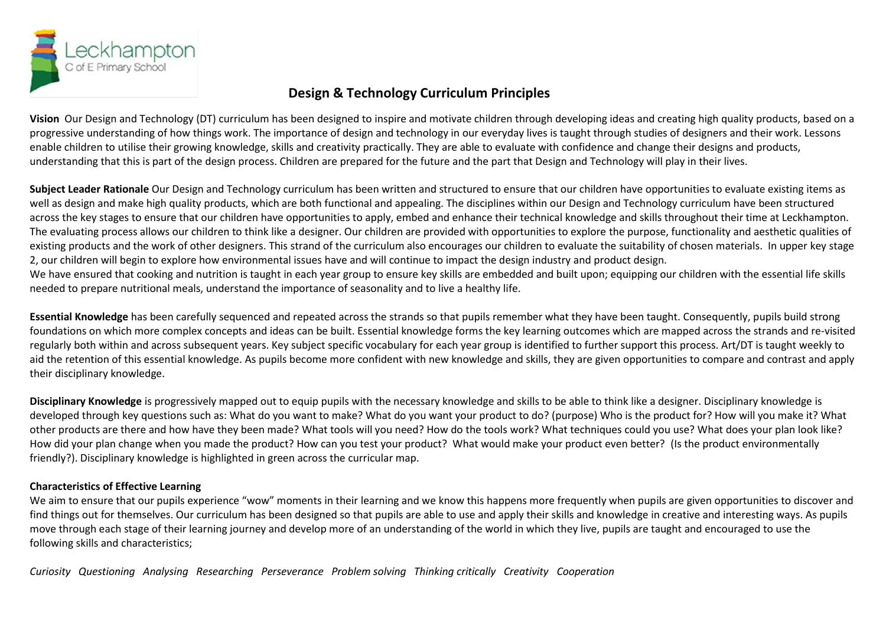Leckhampton C of E Primary School

# Design & Technology Curriculum Principles

**Vision** Our Design and Technology (DT) curriculum has been designed to inspire and motivate children through developing ideas and creating high quality products, based on a progressive understanding of how things work. The importance of design and technology in our everyday lives is taught through studies of designers and their work. Lessons enable children to utilise their growing knowledge, skills and creativity practically. They are able to evaluate with confidence and change their designs and products, understanding that this is part of the design process. Children are prepared for the future and the part that Design and Technology will play in their lives.

**Subject Leader Rationale** Our Design and Technology curriculum has been written and structured to ensure that our children have opportunities to evaluate existing items as well as design and make high quality products, which are both functional and appealing. The disciplines within our Design and Technology curriculum have been structured across the key stages to ensure that our children have opportunities to apply, embed and enhance their technical knowledge and skills throughout their time at Leckhampton. The evaluating process allows our children to think like a designer. Our children are provided with opportunities to explore the purpose, functionality and aesthetic qualities of existing products and the work of other designers. This strand of the curriculum also encourages our children to evaluate the suitability of chosen materials. In upper key stage 2, our children will begin to explore how environmental issues have and will continue to impact the design industry and product design.
We have ensured that cooking and nutrition is taught in each year group to ensure key skills are embedded and built upon; equipping our children with the essential life skills needed to prepare nutritional meals, understand the importance of seasonality and to live a healthy life.

**Essential Knowledge** has been carefully sequenced and repeated across the strands so that pupils remember what they have been taught. Consequently, pupils build strong foundations on which more complex concepts and ideas can be built. Essential knowledge forms the key learning outcomes which are mapped across the strands and re-visited regularly both within and across subsequent years. Key subject specific vocabulary for each year group is identified to further support this process. Art/DT is taught weekly to aid the retention of this essential knowledge. As pupils become more confident with new knowledge and skills, they are given opportunities to compare and contrast and apply their disciplinary knowledge.

**Disciplinary Knowledge** is progressively mapped out to equip pupils with the necessary knowledge and skills to be able to think like a designer. Disciplinary knowledge is developed through key questions such as: What do you want to make? What do you want your product to do? (purpose) Who is the product for? How will you make it? What other products are there and how have they been made? What tools will you need? How do the tools work? What techniques could you use? What does your plan look like? How did your plan change when you made the product? How can you test your product? What would make your product even better? (Is the product environmentally friendly?). Disciplinary knowledge is highlighted in green across the curricular map.

**Characteristics of Effective Learning**

We aim to ensure that our pupils experience "wow" moments in their learning and we know this happens more frequently when pupils are given opportunities to discover and find things out for themselves. Our curriculum has been designed so that pupils are able to use and apply their skills and knowledge in creative and interesting ways. As pupils move through each stage of their learning journey and develop more of an understanding of the world in which they live, pupils are taught and encouraged to use the following skills and characteristics;

*Curiosity Questioning Analysing Researching Perseverance Problem solving Thinking critically Creativity Cooperation*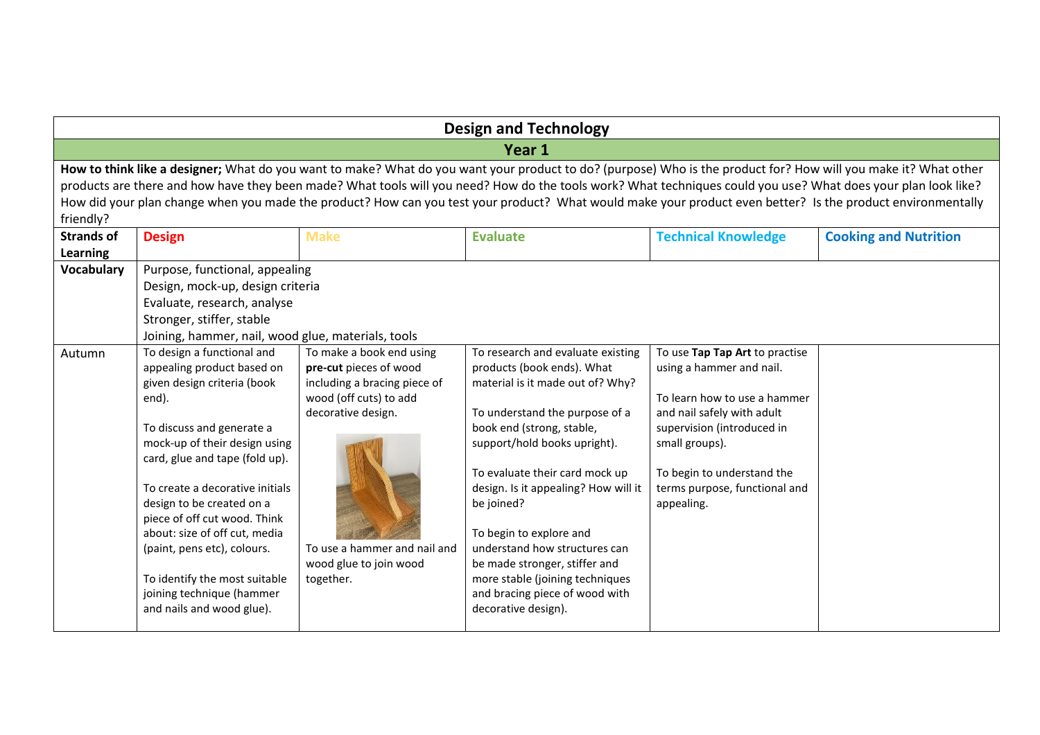# Design and Technology

## Year 1

**How to think like a designer;** What do you want to make? What do you want your product to do? (purpose) Who is the product for? How will you make it? What other products are there and how have they been made? What tools will you need? How do the tools work? What techniques could you use? What does your plan look like? How did your plan change when you made the product? How can you test your product? What would make your product even better? Is the product environmentally friendly?

| Strands of Learning | Design | Make | Evaluate | Technical Knowledge | Cooking and Nutrition |
|---|---|---|---|---|---|
| **Vocabulary** | Purpose, functional, appealing<br>Design, mock-up, design criteria<br>Evaluate, research, analyse<br>Stronger, stiffer, stable<br>Joining, hammer, nail, wood glue, materials, tools | | | | |
| Autumn | To design a functional and appealing product based on given design criteria (book end).<br><br>To discuss and generate a mock-up of their design using card, glue and tape (fold up).<br><br>To create a decorative initials design to be created on a piece of off cut wood. Think about: size of off cut, media (paint, pens etc), colours.<br><br>To identify the most suitable joining technique (hammer and nails and wood glue). | To make a book end using **pre-cut** pieces of wood including a bracing piece of wood (off cuts) to add decorative design.<br><br>To use a hammer and nail and wood glue to join wood together. | To research and evaluate existing products (book ends). What material is it made out of? Why?<br><br>To understand the purpose of a book end (strong, stable, support/hold books upright).<br><br>To evaluate their card mock up design. Is it appealing? How will it be joined?<br><br>To begin to explore and understand how structures can be made stronger, stiffer and more stable (joining techniques and bracing piece of wood with decorative design). | To use **Tap Tap Art** to practise using a hammer and nail.<br><br>To learn how to use a hammer and nail safely with adult supervision (introduced in small groups).<br><br>To begin to understand the terms purpose, functional and appealing. | |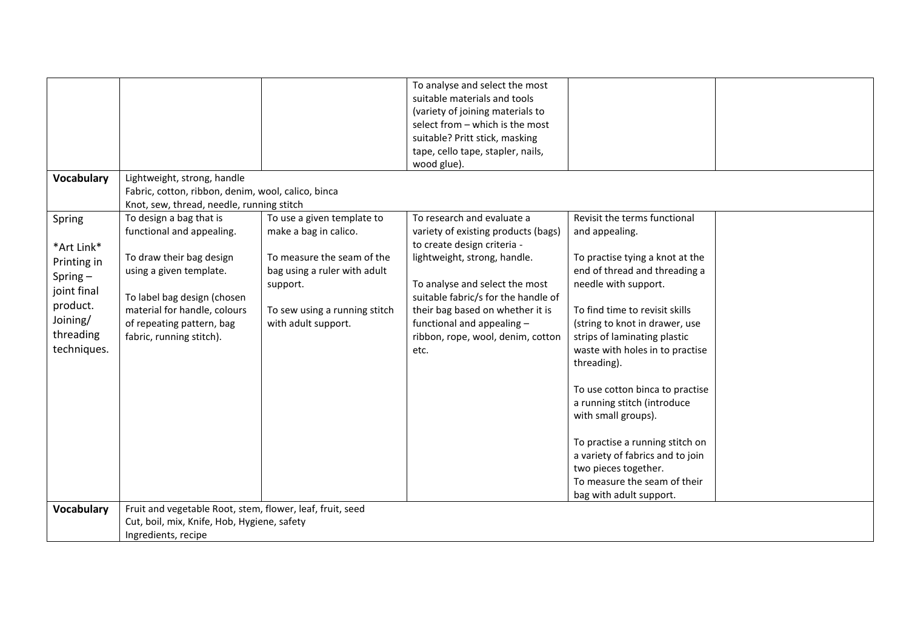| | | | | | |
|---|---|---|---|---|---|
| | | | To analyse and select the most suitable materials and tools (variety of joining materials to select from – which is the most suitable? Pritt stick, masking tape, cello tape, stapler, nails, wood glue). | | |
| **Vocabulary** | Lightweight, strong, handle<br>Fabric, cotton, ribbon, denim, wool, calico, binca<br>Knot, sew, thread, needle, running stitch | | | | |
| Spring<br><br>*Art Link*<br>Printing in Spring – joint final product.<br>Joining/ threading techniques. | To design a bag that is functional and appealing.<br><br>To draw their bag design using a given template.<br><br>To label bag design (chosen material for handle, colours of repeating pattern, bag fabric, running stitch). | To use a given template to make a bag in calico.<br><br>To measure the seam of the bag using a ruler with adult support.<br><br>To sew using a running stitch with adult support. | To research and evaluate a variety of existing products (bags) to create design criteria - lightweight, strong, handle.<br><br>To analyse and select the most suitable fabric/s for the handle of their bag based on whether it is functional and appealing – ribbon, rope, wool, denim, cotton etc. | Revisit the terms functional and appealing.<br><br>To practise tying a knot at the end of thread and threading a needle with support.<br><br>To find time to revisit skills (string to knot in drawer, use strips of laminating plastic waste with holes in to practise threading).<br><br>To use cotton binca to practise a running stitch (introduce with small groups).<br><br>To practise a running stitch on a variety of fabrics and to join two pieces together.<br>To measure the seam of their bag with adult support. | |
| **Vocabulary** | Fruit and vegetable Root, stem, flower, leaf, fruit, seed<br>Cut, boil, mix, Knife, Hob, Hygiene, safety<br>Ingredients, recipe | | | | |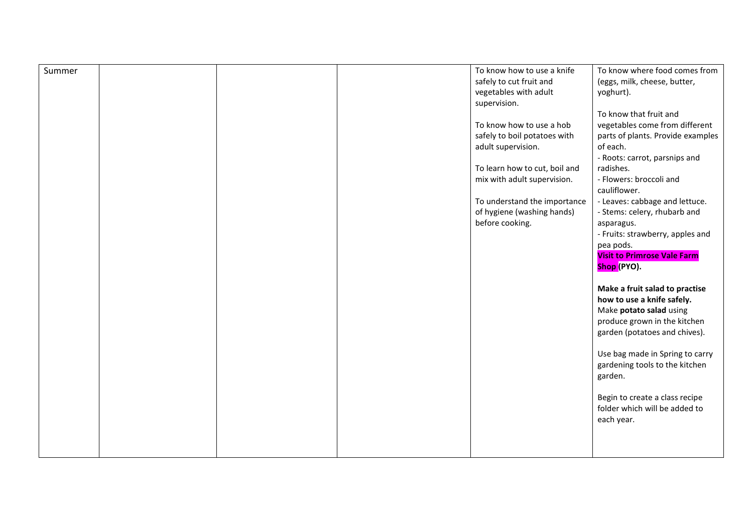| Summer | | | | To know how to use a knife safely to cut fruit and vegetables with adult supervision.<br><br>To know how to use a hob safely to boil potatoes with adult supervision.<br><br>To learn how to cut, boil and mix with adult supervision.<br><br>To understand the importance of hygiene (washing hands) before cooking. | To know where food comes from (eggs, milk, cheese, butter, yoghurt).<br><br>To know that fruit and vegetables come from different parts of plants. Provide examples of each.<br>- Roots: carrot, parsnips and radishes.<br>- Flowers: broccoli and cauliflower.<br>- Leaves: cabbage and lettuce.<br>- Stems: celery, rhubarb and asparagus.<br>- Fruits: strawberry, apples and pea pods.<br>**Visit to Primrose Vale Farm Shop (PYO).**<br><br>**Make a fruit salad to practise how to use a knife safely.**<br>Make **potato salad** using produce grown in the kitchen garden (potatoes and chives).<br><br>Use bag made in Spring to carry gardening tools to the kitchen garden.<br><br>Begin to create a class recipe folder which will be added to each year. |
|---|---|---|---|---|---|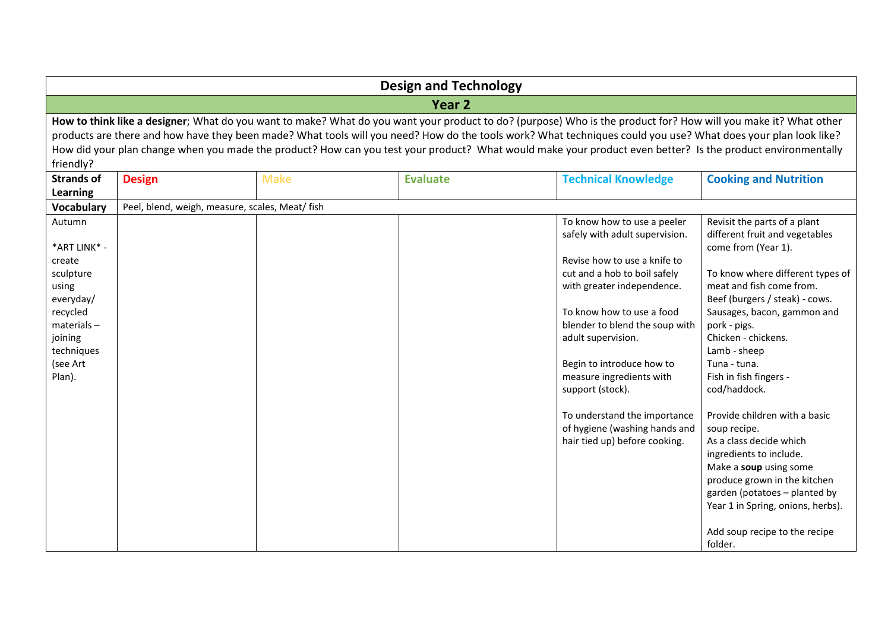# Design and Technology

## Year 2

**How to think like a designer**; What do you want to make? What do you want your product to do? (purpose) Who is the product for? How will you make it? What other products are there and how have they been made? What tools will you need? How do the tools work? What techniques could you use? What does your plan look like? How did your plan change when you made the product? How can you test your product? What would make your product even better? Is the product environmentally friendly?

| Strands of Learning | Design | Make | Evaluate | Technical Knowledge | Cooking and Nutrition |
|---|---|---|---|---|---|
| **Vocabulary** | Peel, blend, weigh, measure, scales, Meat/ fish | | | | |
| Autumn<br><br>*ART LINK* - create sculpture using everyday/ recycled materials – joining techniques (see Art Plan). | | | | To know how to use a peeler safely with adult supervision.<br><br>Revise how to use a knife to cut and a hob to boil safely with greater independence.<br><br>To know how to use a food blender to blend the soup with adult supervision.<br><br>Begin to introduce how to measure ingredients with support (stock).<br><br>To understand the importance of hygiene (washing hands and hair tied up) before cooking. | Revisit the parts of a plant different fruit and vegetables come from (Year 1).<br><br>To know where different types of meat and fish come from.<br>Beef (burgers / steak) - cows.<br>Sausages, bacon, gammon and pork - pigs.<br>Chicken - chickens.<br>Lamb - sheep<br>Tuna - tuna.<br>Fish in fish fingers - cod/haddock.<br><br>Provide children with a basic soup recipe.<br>As a class decide which ingredients to include.<br>Make a **soup** using some produce grown in the kitchen garden (potatoes – planted by Year 1 in Spring, onions, herbs).<br><br>Add soup recipe to the recipe folder. |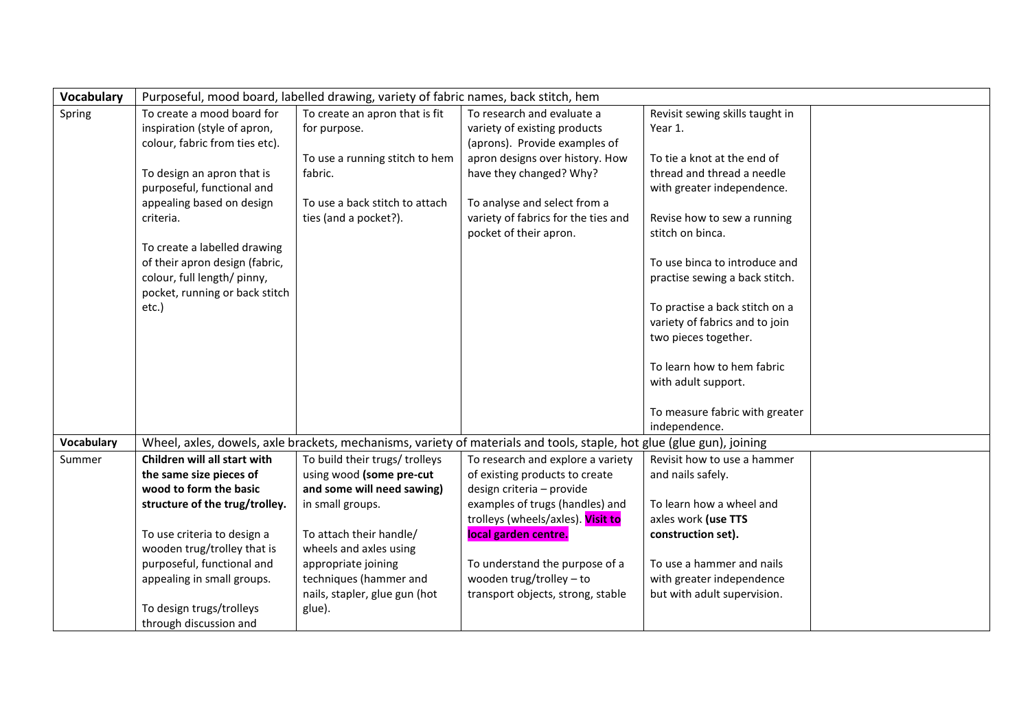| **Vocabulary** | Purposeful, mood board, labelled drawing, variety of fabric names, back stitch, hem | | | | |
|---|---|---|---|---|---|
| Spring | To create a mood board for inspiration (style of apron, colour, fabric from ties etc).<br><br>To design an apron that is purposeful, functional and appealing based on design criteria.<br><br>To create a labelled drawing of their apron design (fabric, colour, full length/ pinny, pocket, running or back stitch etc.) | To create an apron that is fit for purpose.<br><br>To use a running stitch to hem fabric.<br><br>To use a back stitch to attach ties (and a pocket?). | To research and evaluate a variety of existing products (aprons). Provide examples of apron designs over history. How have they changed? Why?<br><br>To analyse and select from a variety of fabrics for the ties and pocket of their apron. | Revisit sewing skills taught in Year 1.<br><br>To tie a knot at the end of thread and thread a needle with greater independence.<br><br>Revise how to sew a running stitch on binca.<br><br>To use binca to introduce and practise sewing a back stitch.<br><br>To practise a back stitch on a variety of fabrics and to join two pieces together.<br><br>To learn how to hem fabric with adult support.<br><br>To measure fabric with greater independence. | |
| **Vocabulary** | Wheel, axles, dowels, axle brackets, mechanisms, variety of materials and tools, staple, hot glue (glue gun), joining | | | | |
| Summer | **Children will all start with the same size pieces of wood to form the basic structure of the trug/trolley.**<br><br>To use criteria to design a wooden trug/trolley that is purposeful, functional and appealing in small groups.<br><br>To design trugs/trolleys through discussion and | To build their trugs/ trolleys using wood **(some pre-cut and some will need sawing)** in small groups.<br><br>To attach their handle/ wheels and axles using appropriate joining techniques (hammer and nails, stapler, glue gun (hot glue). | To research and explore a variety of existing products to create design criteria – provide examples of trugs (handles) and trolleys (wheels/axles). **Visit to local garden centre.**<br><br>To understand the purpose of a wooden trug/trolley – to transport objects, strong, stable | Revisit how to use a hammer and nails safely.<br><br>To learn how a wheel and axles work **(use TTS construction set).**<br><br>To use a hammer and nails with greater independence but with adult supervision. | |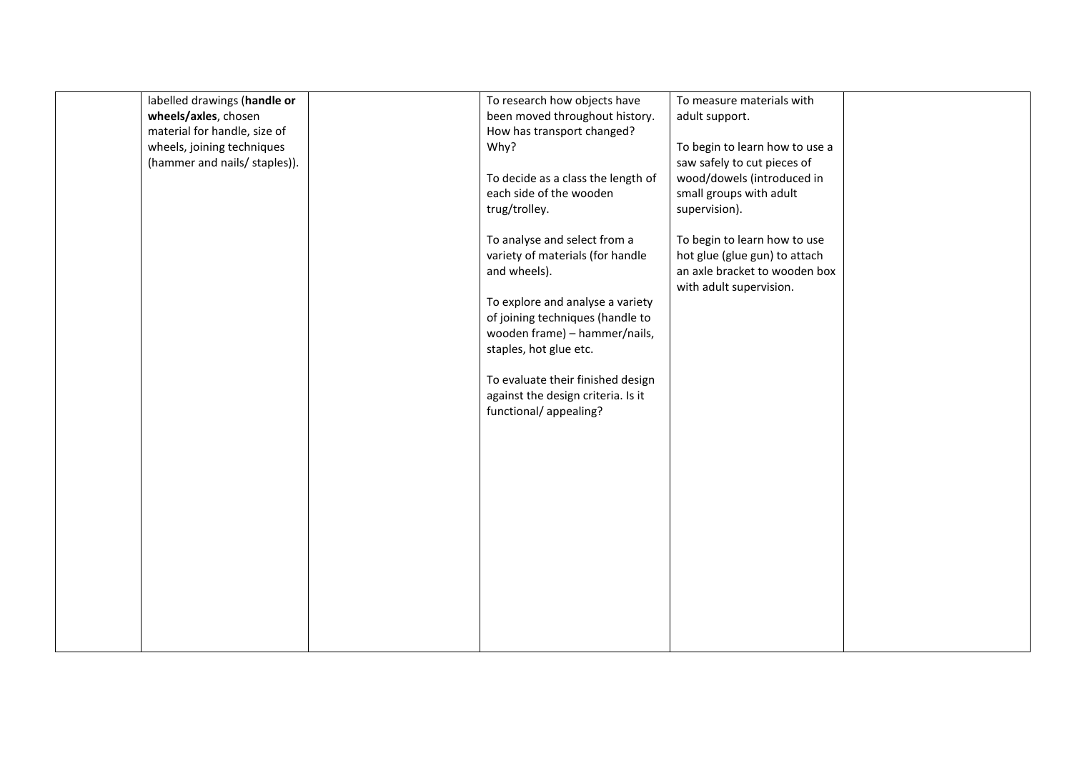|  |  |  |  |  |  |
|---|---|---|---|---|---|
|  | labelled drawings (**handle or wheels/axles**, chosen material for handle, size of wheels, joining techniques (hammer and nails/ staples)). |  | To research how objects have been moved throughout history. How has transport changed? Why?<br><br>To decide as a class the length of each side of the wooden trug/trolley.<br><br>To analyse and select from a variety of materials (for handle and wheels).<br><br>To explore and analyse a variety of joining techniques (handle to wooden frame) – hammer/nails, staples, hot glue etc.<br><br>To evaluate their finished design against the design criteria. Is it functional/ appealing? | To measure materials with adult support.<br><br>To begin to learn how to use a saw safely to cut pieces of wood/dowels (introduced in small groups with adult supervision).<br><br>To begin to learn how to use hot glue (glue gun) to attach an axle bracket to wooden box with adult supervision. |  |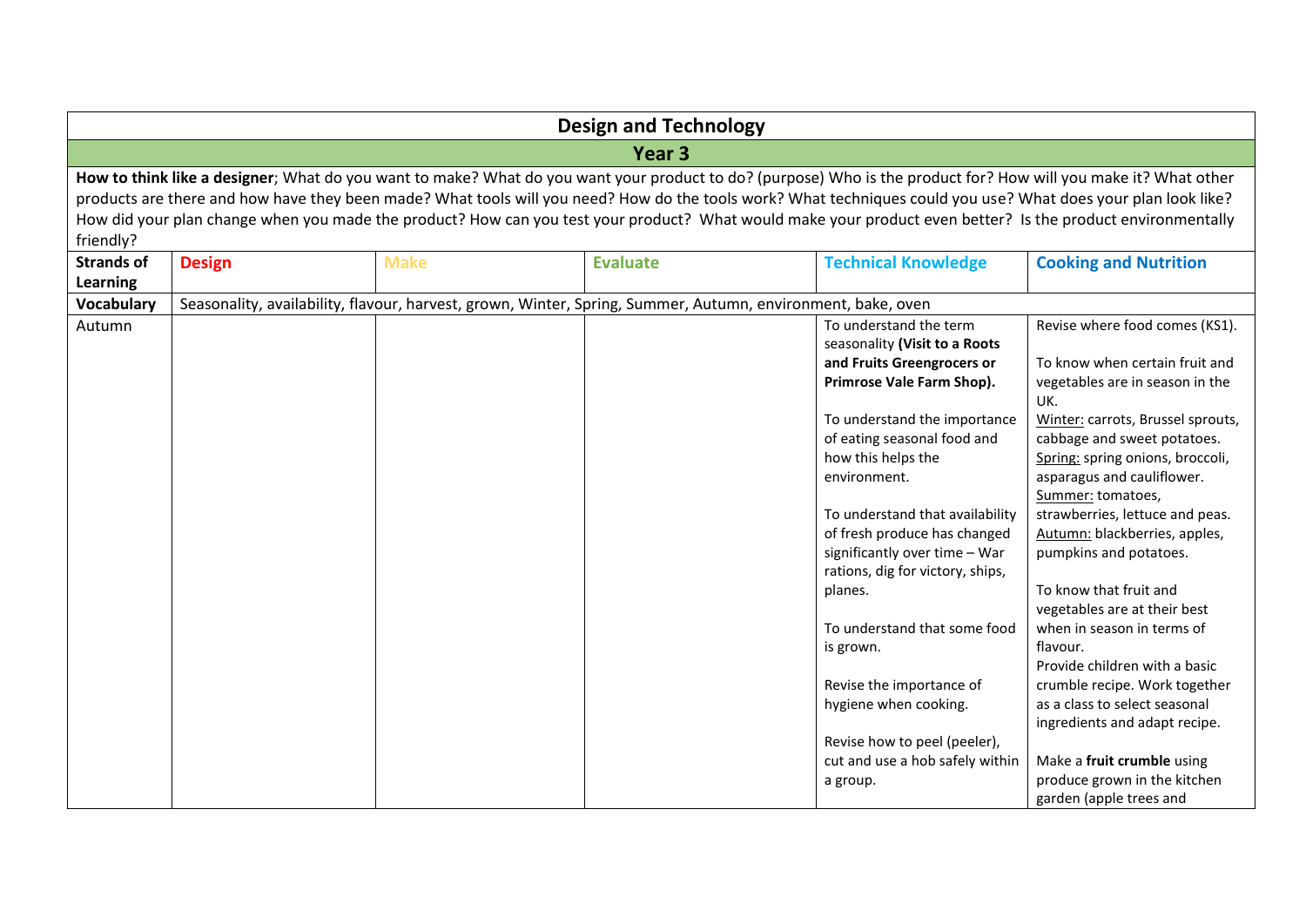| Design and Technology | | | | | |
|---|---|---|---|---|---|
| **Year 3** | | | | | |
| **How to think like a designer**; What do you want to make? What do you want your product to do? (purpose) Who is the product for? How will you make it? What other products are there and how have they been made? What tools will you need? How do the tools work? What techniques could you use? What does your plan look like? How did your plan change when you made the product? How can you test your product? What would make your product even better? Is the product environmentally friendly? | | | | | |
| **Strands of Learning** | **Design** | **Make** | **Evaluate** | **Technical Knowledge** | **Cooking and Nutrition** |
| **Vocabulary** | Seasonality, availability, flavour, harvest, grown, Winter, Spring, Summer, Autumn, environment, bake, oven | | | | |
| Autumn | | | | To understand the term seasonality **(Visit to a Roots and Fruits Greengrocers or Primrose Vale Farm Shop).**<br><br>To understand the importance of eating seasonal food and how this helps the environment.<br><br>To understand that availability of fresh produce has changed significantly over time – War rations, dig for victory, ships, planes.<br><br>To understand that some food is grown.<br><br>Revise the importance of hygiene when cooking.<br><br>Revise how to peel (peeler), cut and use a hob safely within a group. | Revise where food comes (KS1).<br><br>To know when certain fruit and vegetables are in season in the UK.<br>Winter: carrots, Brussel sprouts, cabbage and sweet potatoes.<br>Spring: spring onions, broccoli, asparagus and cauliflower.<br>Summer: tomatoes, strawberries, lettuce and peas.<br>Autumn: blackberries, apples, pumpkins and potatoes.<br><br>To know that fruit and vegetables are at their best when in season in terms of flavour.<br>Provide children with a basic crumble recipe. Work together as a class to select seasonal ingredients and adapt recipe.<br><br>Make a **fruit crumble** using produce grown in the kitchen garden (apple trees and |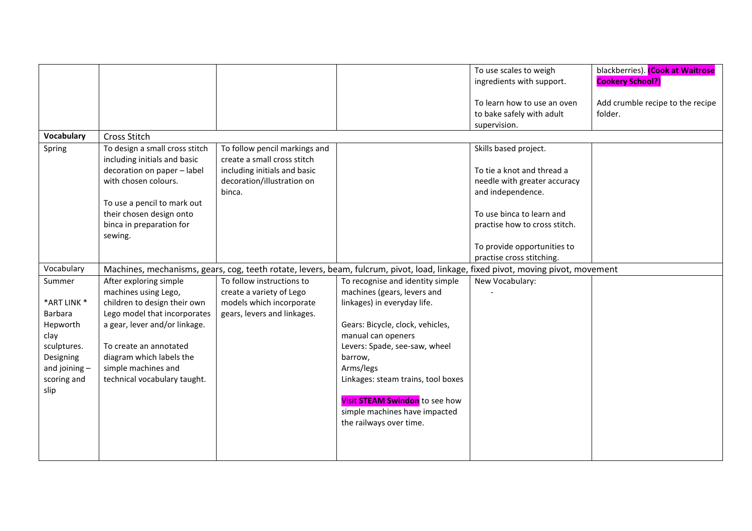| | | | | | |
|---|---|---|---|---|---|
| | | | | To use scales to weigh ingredients with support.<br><br>To learn how to use an oven to bake safely with adult supervision. | blackberries). **(Cook at Waitrose Cookery School?)**<br><br>Add crumble recipe to the recipe folder. |
| **Vocabulary** | Cross Stitch | | | | |
| Spring | To design a small cross stitch including initials and basic decoration on paper – label with chosen colours.<br><br>To use a pencil to mark out their chosen design onto binca in preparation for sewing. | To follow pencil markings and create a small cross stitch including initials and basic decoration/illustration on binca. | | Skills based project.<br><br>To tie a knot and thread a needle with greater accuracy and independence.<br><br>To use binca to learn and practise how to cross stitch.<br><br>To provide opportunities to practise cross stitching. | |
| Vocabulary | Machines, mechanisms, gears, cog, teeth rotate, levers, beam, fulcrum, pivot, load, linkage, fixed pivot, moving pivot, movement | | | | |
| Summer<br><br>*ART LINK * Barbara Hepworth clay sculptures. Designing and joining – scoring and slip | After exploring simple machines using Lego, children to design their own Lego model that incorporates a gear, lever and/or linkage.<br><br>To create an annotated diagram which labels the simple machines and technical vocabulary taught. | To follow instructions to create a variety of Lego models which incorporate gears, levers and linkages. | To recognise and identity simple machines (gears, levers and linkages) in everyday life.<br><br>Gears: Bicycle, clock, vehicles, manual can openers<br>Levers: Spade, see-saw, wheel barrow,<br>Arms/legs<br>Linkages: steam trains, tool boxes<br><br>Visit **STEAM Swindon** to see how simple machines have impacted the railways over time. | New Vocabulary:<br>- | |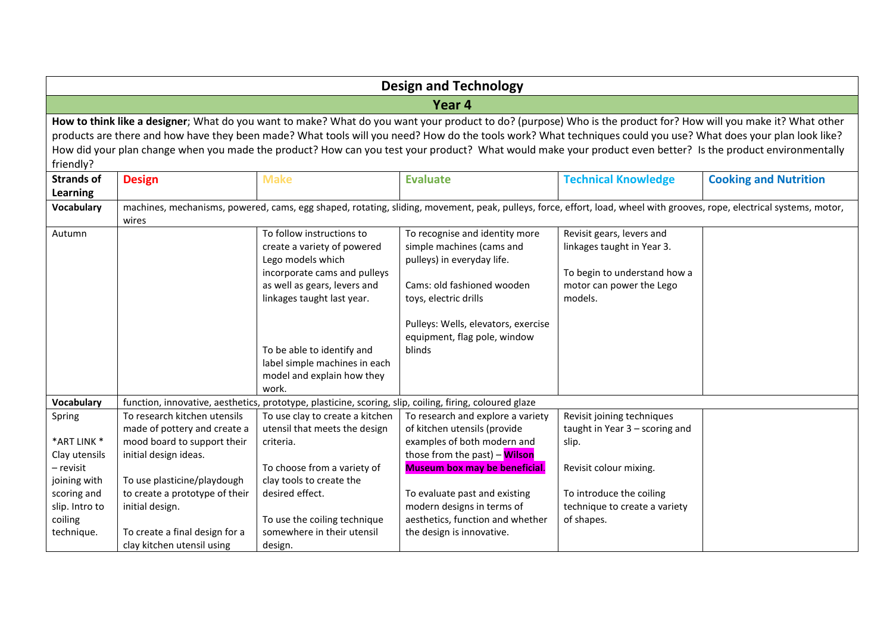| Design and Technology | | | | | |
|---|---|---|---|---|---|
| **Year 4** | | | | | |
| **How to think like a designer**; What do you want to make? What do you want your product to do? (purpose) Who is the product for? How will you make it? What other products are there and how have they been made? What tools will you need? How do the tools work? What techniques could you use? What does your plan look like? How did your plan change when you made the product? How can you test your product? What would make your product even better? Is the product environmentally friendly? | | | | | |
| **Strands of Learning** | **Design** | **Make** | **Evaluate** | **Technical Knowledge** | **Cooking and Nutrition** |
| **Vocabulary** | machines, mechanisms, powered, cams, egg shaped, rotating, sliding, movement, peak, pulleys, force, effort, load, wheel with grooves, rope, electrical systems, motor, wires | | | | |
| Autumn | | To follow instructions to create a variety of powered Lego models which incorporate cams and pulleys as well as gears, levers and linkages taught last year.<br><br>To be able to identify and label simple machines in each model and explain how they work. | To recognise and identity more simple machines (cams and pulleys) in everyday life.<br><br>Cams: old fashioned wooden toys, electric drills<br><br>Pulleys: Wells, elevators, exercise equipment, flag pole, window blinds | Revisit gears, levers and linkages taught in Year 3.<br><br>To begin to understand how a motor can power the Lego models. | |
| **Vocabulary** | function, innovative, aesthetics, prototype, plasticine, scoring, slip, coiling, firing, coloured glaze | | | | |
| Spring<br><br>*ART LINK *<br>Clay utensils – revisit joining with scoring and slip. Intro to coiling technique. | To research kitchen utensils made of pottery and create a mood board to support their initial design ideas.<br><br>To use plasticine/playdough to create a prototype of their initial design.<br><br>To create a final design for a clay kitchen utensil using | To use clay to create a kitchen utensil that meets the design criteria.<br><br>To choose from a variety of clay tools to create the desired effect.<br><br>To use the coiling technique somewhere in their utensil design. | To research and explore a variety of kitchen utensils (provide examples of both modern and those from the past) – **Wilson Museum box may be beneficial**.<br><br>To evaluate past and existing modern designs in terms of aesthetics, function and whether the design is innovative. | Revisit joining techniques taught in Year 3 – scoring and slip.<br><br>Revisit colour mixing.<br><br>To introduce the coiling technique to create a variety of shapes. | |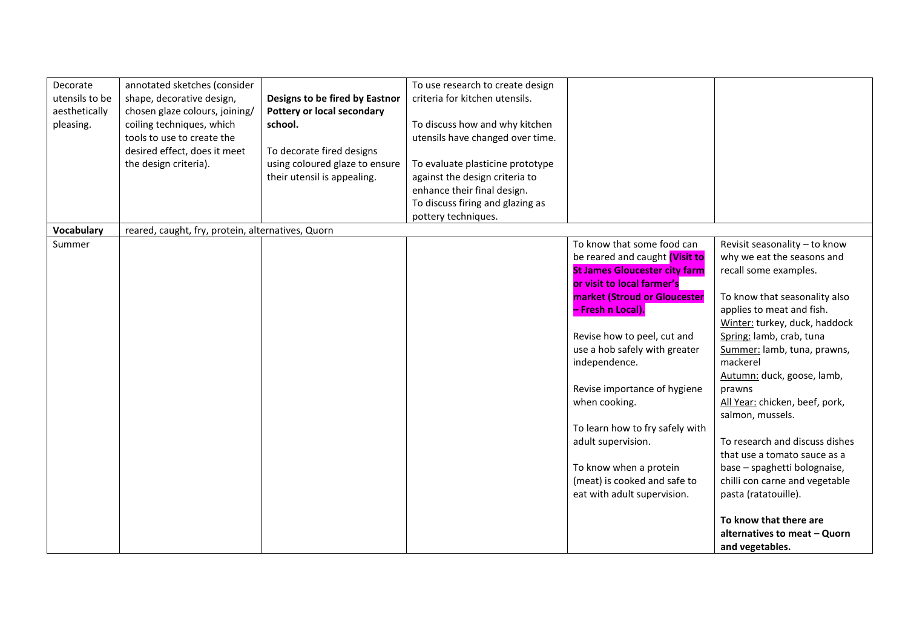| | | | | | |
|---|---|---|---|---|---|
| Decorate utensils to be aesthetically pleasing. | annotated sketches (consider shape, decorative design, chosen glaze colours, joining/ coiling techniques, which tools to use to create the desired effect, does it meet the design criteria). | **Designs to be fired by Eastnor Pottery or local secondary school.**<br><br>To decorate fired designs using coloured glaze to ensure their utensil is appealing. | To use research to create design criteria for kitchen utensils.<br><br>To discuss how and why kitchen utensils have changed over time.<br><br>To evaluate plasticine prototype against the design criteria to enhance their final design.<br>To discuss firing and glazing as pottery techniques. | | |
| **Vocabulary** | reared, caught, fry, protein, alternatives, Quorn | | | | |
| Summer | | | | To know that some food can be reared and caught **(Visit to St James Gloucester city farm or visit to local farmer's market (Stroud or Gloucester – Fresh n Local).**<br><br>Revise how to peel, cut and use a hob safely with greater independence.<br><br>Revise importance of hygiene when cooking.<br><br>To learn how to fry safely with adult supervision.<br><br>To know when a protein (meat) is cooked and safe to eat with adult supervision. | Revisit seasonality – to know why we eat the seasons and recall some examples.<br><br>To know that seasonality also applies to meat and fish.<br>Winter: turkey, duck, haddock<br>Spring: lamb, crab, tuna<br>Summer: lamb, tuna, prawns, mackerel<br>Autumn: duck, goose, lamb, prawns<br>All Year: chicken, beef, pork, salmon, mussels.<br><br>To research and discuss dishes that use a tomato sauce as a base – spaghetti bolognaise, chilli con carne and vegetable pasta (ratatouille).<br><br>**To know that there are alternatives to meat – Quorn and vegetables.** |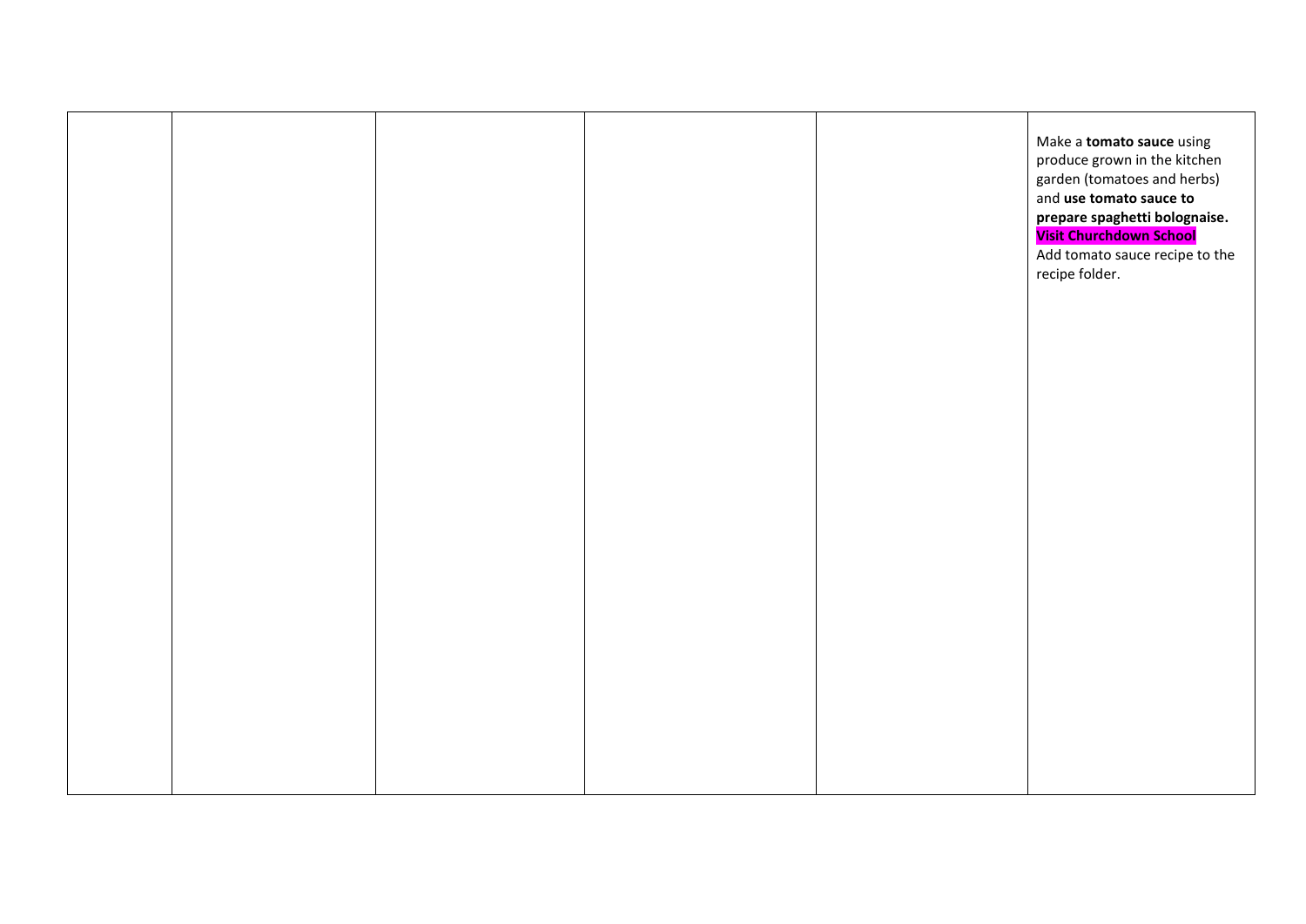| | | | | | |
|---|---|---|---|---|---|
| | | | | | Make a **tomato sauce** using produce grown in the kitchen garden (tomatoes and herbs) and **use tomato sauce to prepare spaghetti bolognaise.** **Visit Churchdown School** Add tomato sauce recipe to the recipe folder. |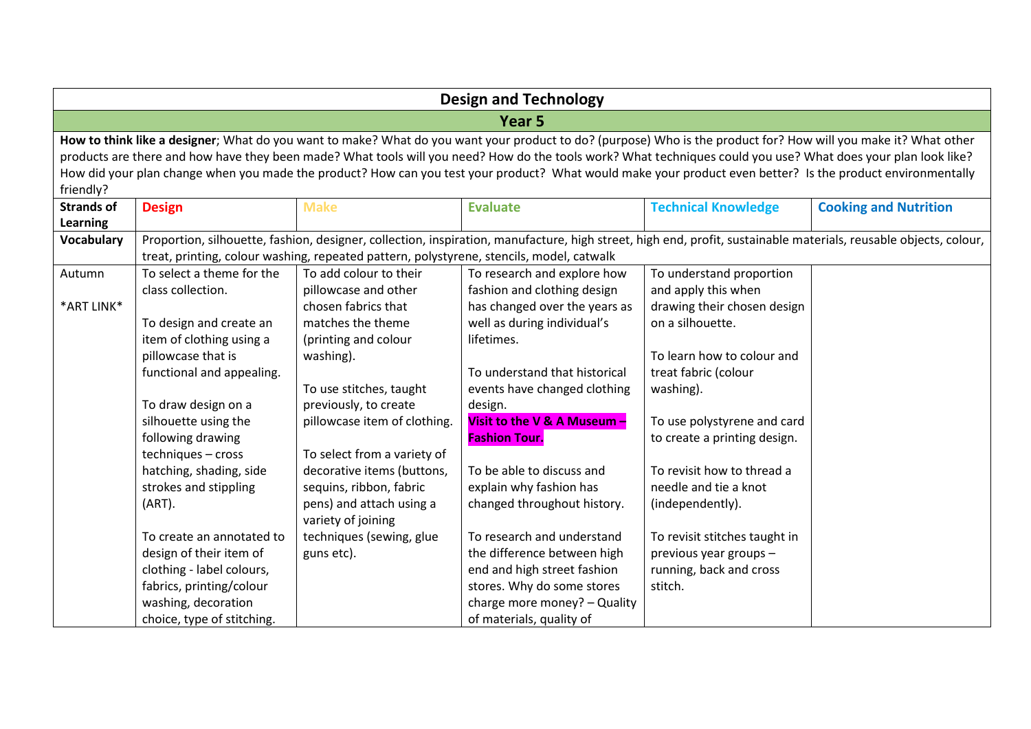| Design and Technology | | | | | |
|---|---|---|---|---|---|
| **Year 5** | | | | | |
| **How to think like a designer**; What do you want to make? What do you want your product to do? (purpose) Who is the product for? How will you make it? What other products are there and how have they been made? What tools will you need? How do the tools work? What techniques could you use? What does your plan look like? How did your plan change when you made the product? How can you test your product? What would make your product even better? Is the product environmentally friendly? | | | | | |
| **Strands of Learning** | **Design** | **Make** | **Evaluate** | **Technical Knowledge** | **Cooking and Nutrition** |
| **Vocabulary** | Proportion, silhouette, fashion, designer, collection, inspiration, manufacture, high street, high end, profit, sustainable materials, reusable objects, colour, treat, printing, colour washing, repeated pattern, polystyrene, stencils, model, catwalk | | | | |
| Autumn<br><br>\*ART LINK\* | To select a theme for the class collection.<br><br>To design and create an item of clothing using a pillowcase that is functional and appealing.<br><br>To draw design on a silhouette using the following drawing techniques – cross hatching, shading, side strokes and stippling (ART).<br><br>To create an annotated to design of their item of clothing - label colours, fabrics, printing/colour washing, decoration choice, type of stitching. | To add colour to their pillowcase and other chosen fabrics that matches the theme (printing and colour washing).<br><br>To use stitches, taught previously, to create pillowcase item of clothing.<br><br>To select from a variety of decorative items (buttons, sequins, ribbon, fabric pens) and attach using a variety of joining techniques (sewing, glue guns etc). | To research and explore how fashion and clothing design has changed over the years as well as during individual's lifetimes.<br><br>To understand that historical events have changed clothing design.<br>**Visit to the V & A Museum – Fashion Tour.**<br><br>To be able to discuss and explain why fashion has changed throughout history.<br><br>To research and understand the difference between high end and high street fashion stores. Why do some stores charge more money? – Quality of materials, quality of | To understand proportion and apply this when drawing their chosen design on a silhouette.<br><br>To learn how to colour and treat fabric (colour washing).<br><br>To use polystyrene and card to create a printing design.<br><br>To revisit how to thread a needle and tie a knot (independently).<br><br>To revisit stitches taught in previous year groups – running, back and cross stitch. | |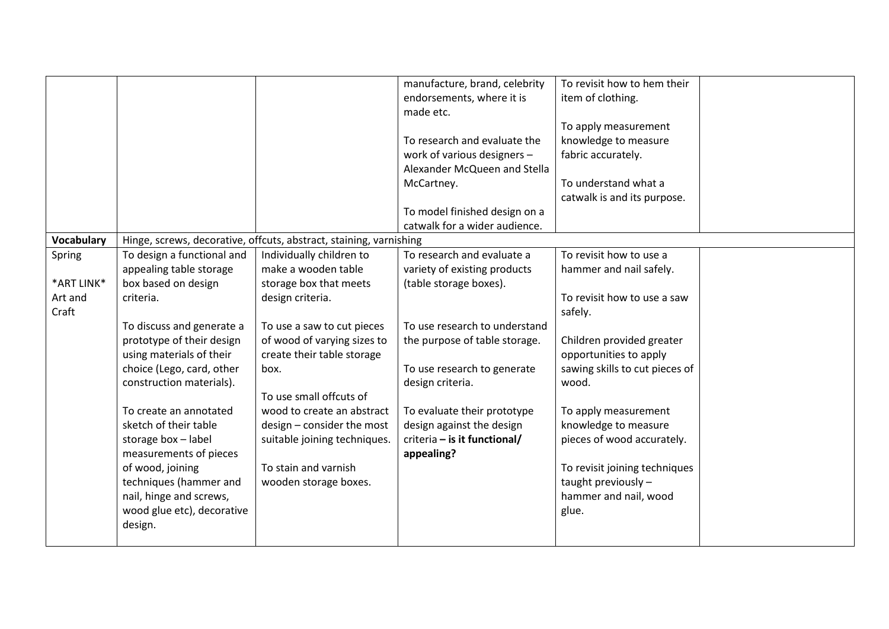| | | | | | |
|---|---|---|---|---|---|
| | | | manufacture, brand, celebrity endorsements, where it is made etc.<br><br>To research and evaluate the work of various designers – Alexander McQueen and Stella McCartney.<br><br>To model finished design on a catwalk for a wider audience. | To revisit how to hem their item of clothing.<br><br>To apply measurement knowledge to measure fabric accurately.<br><br>To understand what a catwalk is and its purpose. | |
| **Vocabulary** | Hinge, screws, decorative, offcuts, abstract, staining, varnishing | | | | |
| Spring<br><br>*ART LINK* Art and Craft | To design a functional and appealing table storage box based on design criteria.<br><br>To discuss and generate a prototype of their design using materials of their choice (Lego, card, other construction materials).<br><br>To create an annotated sketch of their table storage box – label measurements of pieces of wood, joining techniques (hammer and nail, hinge and screws, wood glue etc), decorative design. | Individually children to make a wooden table storage box that meets design criteria.<br><br>To use a saw to cut pieces of wood of varying sizes to create their table storage box.<br><br>To use small offcuts of wood to create an abstract design – consider the most suitable joining techniques.<br><br>To stain and varnish wooden storage boxes. | To research and evaluate a variety of existing products (table storage boxes).<br><br>To use research to understand the purpose of table storage.<br><br>To use research to generate design criteria.<br><br>To evaluate their prototype design against the design criteria **– is it functional/ appealing?** | To revisit how to use a hammer and nail safely.<br><br>To revisit how to use a saw safely.<br><br>Children provided greater opportunities to apply sawing skills to cut pieces of wood.<br><br>To apply measurement knowledge to measure pieces of wood accurately.<br><br>To revisit joining techniques taught previously – hammer and nail, wood glue. | |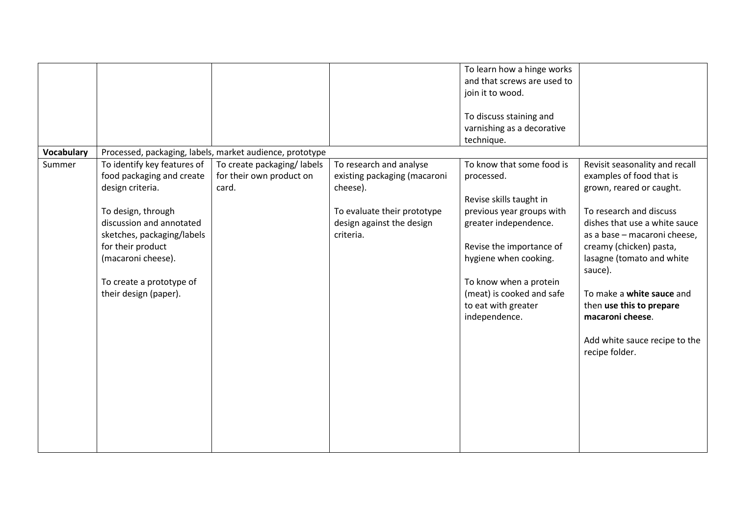|  |  |  |  |  |  |
|---|---|---|---|---|---|
|  |  |  |  | To learn how a hinge works and that screws are used to join it to wood.<br><br>To discuss staining and varnishing as a decorative technique. |  |
| **Vocabulary** | Processed, packaging, labels, market audience, prototype |  |  |  |  |
| Summer | To identify key features of food packaging and create design criteria.<br><br>To design, through discussion and annotated sketches, packaging/labels for their product (macaroni cheese).<br><br>To create a prototype of their design (paper). | To create packaging/ labels for their own product on card. | To research and analyse existing packaging (macaroni cheese).<br><br>To evaluate their prototype design against the design criteria. | To know that some food is processed.<br><br>Revise skills taught in previous year groups with greater independence.<br><br>Revise the importance of hygiene when cooking.<br><br>To know when a protein (meat) is cooked and safe to eat with greater independence. | Revisit seasonality and recall examples of food that is grown, reared or caught.<br><br>To research and discuss dishes that use a white sauce as a base – macaroni cheese, creamy (chicken) pasta, lasagne (tomato and white sauce).<br><br>To make a **white sauce** and then **use this to prepare macaroni cheese**.<br><br>Add white sauce recipe to the recipe folder. |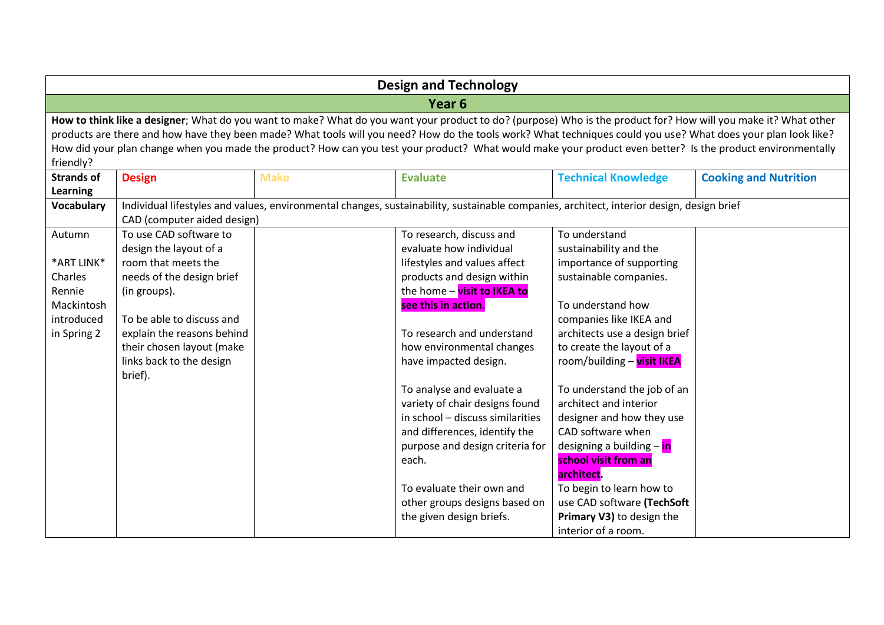| Design and Technology | | | | | |
|---|---|---|---|---|---|
| **Year 6** | | | | | |
| **How to think like a designer**; What do you want to make? What do you want your product to do? (purpose) Who is the product for? How will you make it? What other products are there and how have they been made? What tools will you need? How do the tools work? What techniques could you use? What does your plan look like? How did your plan change when you made the product? How can you test your product? What would make your product even better? Is the product environmentally friendly? | | | | | |
| **Strands of Learning** | **Design** | **Make** | **Evaluate** | **Technical Knowledge** | **Cooking and Nutrition** |
| **Vocabulary** | Individual lifestyles and values, environmental changes, sustainability, sustainable companies, architect, interior design, design brief CAD (computer aided design) | | | | |
| Autumn<br><br>*ART LINK* Charles Rennie Mackintosh introduced in Spring 2 | To use CAD software to design the layout of a room that meets the needs of the design brief (in groups).<br><br>To be able to discuss and explain the reasons behind their chosen layout (make links back to the design brief). | | To research, discuss and evaluate how individual lifestyles and values affect products and design within the home – **visit to IKEA to see this in action.**<br><br>To research and understand how environmental changes have impacted design.<br><br>To analyse and evaluate a variety of chair designs found in school – discuss similarities and differences, identify the purpose and design criteria for each.<br><br>To evaluate their own and other groups designs based on the given design briefs. | To understand sustainability and the importance of supporting sustainable companies.<br><br>To understand how companies like IKEA and architects use a design brief to create the layout of a room/building – **visit IKEA**<br><br>To understand the job of an architect and interior designer and how they use CAD software when designing a building – **in school visit from an architect**.<br>To begin to learn how to use CAD software **(TechSoft Primary V3)** to design the interior of a room. | |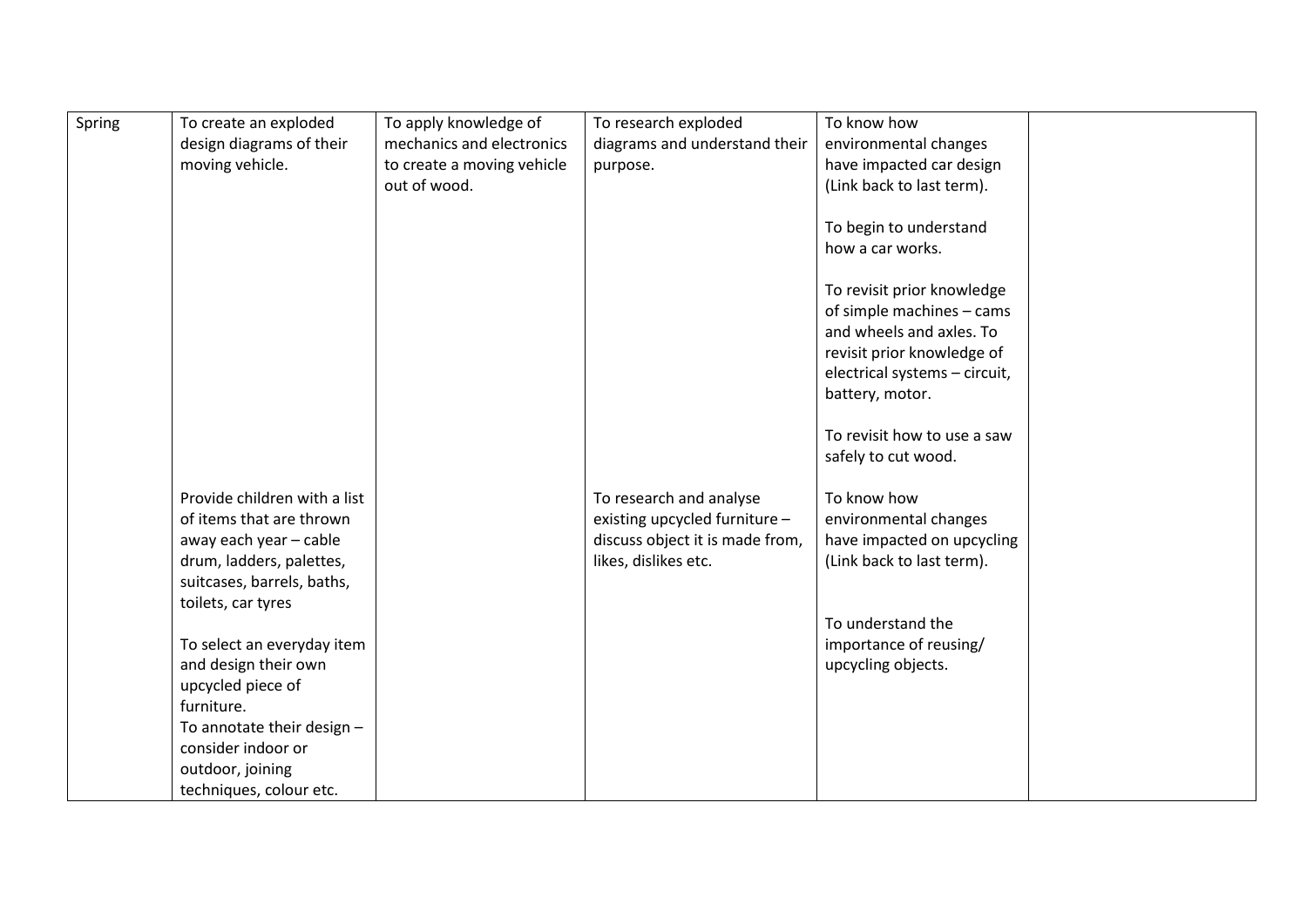| | | | | | |
|---|---|---|---|---|---|
| Spring | To create an exploded design diagrams of their moving vehicle. | To apply knowledge of mechanics and electronics to create a moving vehicle out of wood. | To research exploded diagrams and understand their purpose. | To know how environmental changes have impacted car design (Link back to last term).<br><br>To begin to understand how a car works.<br><br>To revisit prior knowledge of simple machines – cams and wheels and axles. To revisit prior knowledge of electrical systems – circuit, battery, motor.<br><br>To revisit how to use a saw safely to cut wood. | |
| | Provide children with a list of items that are thrown away each year – cable drum, ladders, palettes, suitcases, barrels, baths, toilets, car tyres<br><br>To select an everyday item and design their own upcycled piece of furniture.<br>To annotate their design – consider indoor or outdoor, joining techniques, colour etc. | | To research and analyse existing upcycled furniture – discuss object it is made from, likes, dislikes etc. | To know how environmental changes have impacted on upcycling (Link back to last term).<br><br>To understand the importance of reusing/ upcycling objects. | |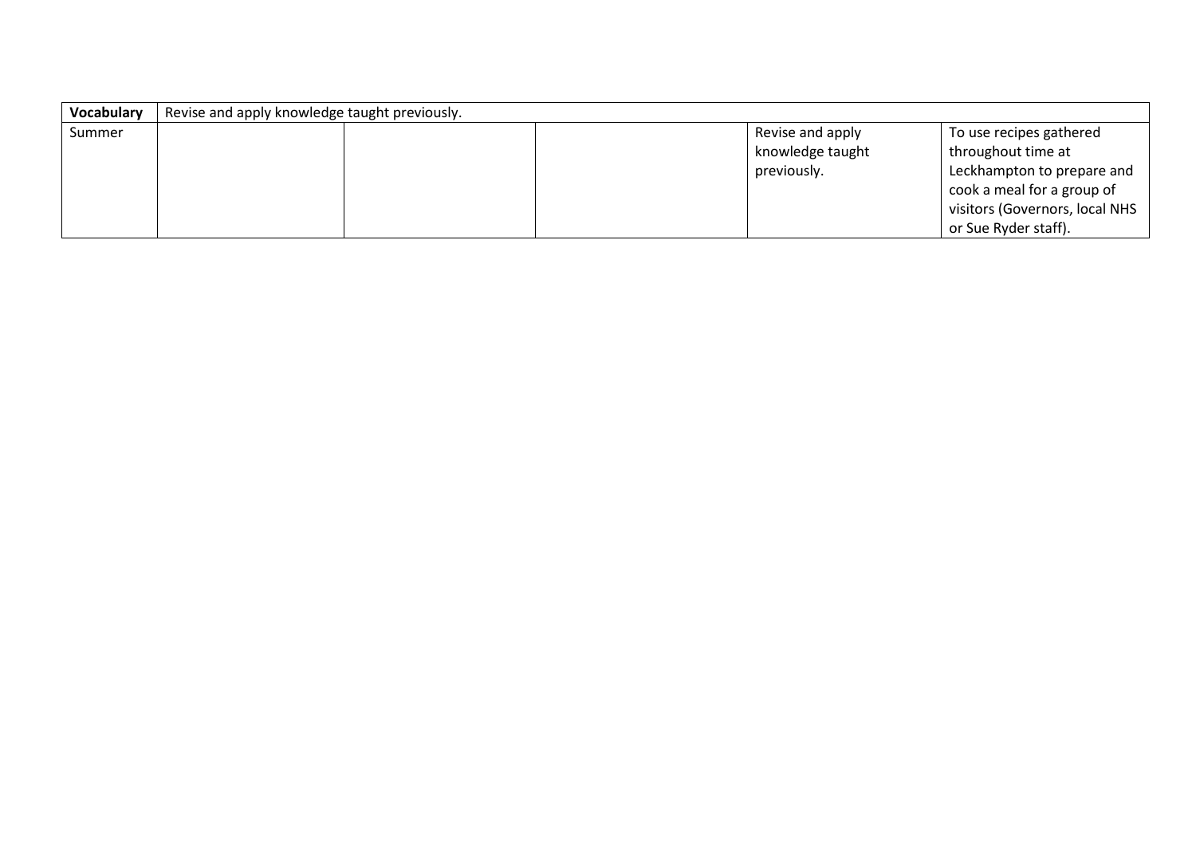| | | | | | |
|---|---|---|---|---|---|
| **Vocabulary** | Revise and apply knowledge taught previously. | | | | |
| Summer | | | | Revise and apply knowledge taught previously. | To use recipes gathered throughout time at Leckhampton to prepare and cook a meal for a group of visitors (Governors, local NHS or Sue Ryder staff). |